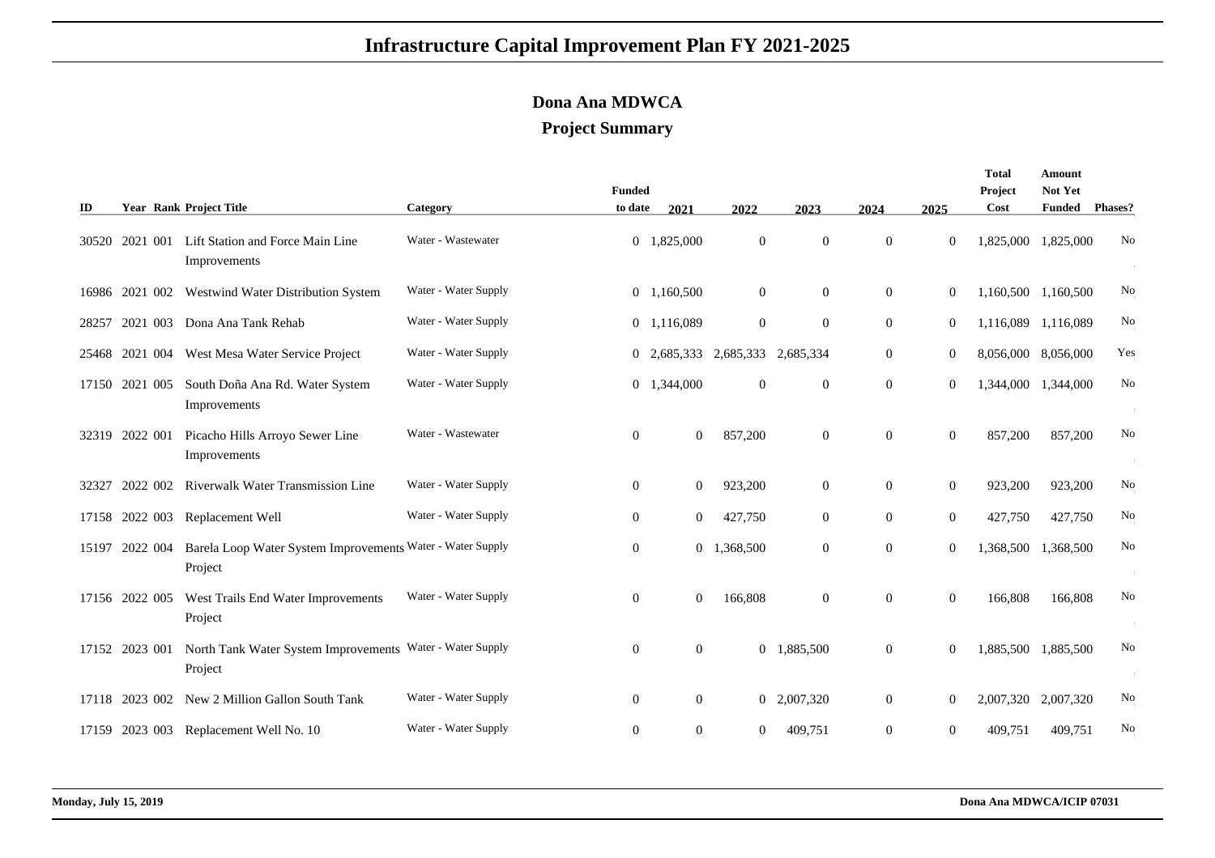# Infrastructure Capital Improvement Plan FY 2021-2025

## Dona Ana MDWCA

### Project Summary

| ID | Year | Rank | Project Title | Category | Funded to date | 2021 | 2022 | 2023 | 2024 | 2025 | Total Project Cost | Amount Not Yet Funded | Phases? |
|---|---|---|---|---|---|---|---|---|---|---|---|---|---|
| 30520 | 2021 | 001 | Lift Station and Force Main Line Improvements | Water - Wastewater | 0 | 1,825,000 | 0 | 0 | 0 | 0 | 1,825,000 | 1,825,000 | No |
| 16986 | 2021 | 002 | Westwind Water Distribution System | Water - Water Supply | 0 | 1,160,500 | 0 | 0 | 0 | 0 | 1,160,500 | 1,160,500 | No |
| 28257 | 2021 | 003 | Dona Ana Tank Rehab | Water - Water Supply | 0 | 1,116,089 | 0 | 0 | 0 | 0 | 1,116,089 | 1,116,089 | No |
| 25468 | 2021 | 004 | West Mesa Water Service Project | Water - Water Supply | 0 | 2,685,333 | 2,685,333 | 2,685,334 | 0 | 0 | 8,056,000 | 8,056,000 | Yes |
| 17150 | 2021 | 005 | South Doña Ana Rd. Water System Improvements | Water - Water Supply | 0 | 1,344,000 | 0 | 0 | 0 | 0 | 1,344,000 | 1,344,000 | No |
| 32319 | 2022 | 001 | Picacho Hills Arroyo Sewer Line Improvements | Water - Wastewater | 0 | 0 | 857,200 | 0 | 0 | 0 | 857,200 | 857,200 | No |
| 32327 | 2022 | 002 | Riverwalk Water Transmission Line | Water - Water Supply | 0 | 0 | 923,200 | 0 | 0 | 0 | 923,200 | 923,200 | No |
| 17158 | 2022 | 003 | Replacement Well | Water - Water Supply | 0 | 0 | 427,750 | 0 | 0 | 0 | 427,750 | 427,750 | No |
| 15197 | 2022 | 004 | Barela Loop Water System Improvements Project | Water - Water Supply | 0 | 0 | 1,368,500 | 0 | 0 | 0 | 1,368,500 | 1,368,500 | No |
| 17156 | 2022 | 005 | West Trails End Water Improvements Project | Water - Water Supply | 0 | 0 | 166,808 | 0 | 0 | 0 | 166,808 | 166,808 | No |
| 17152 | 2023 | 001 | North Tank Water System Improvements Project | Water - Water Supply | 0 | 0 | 0 | 1,885,500 | 0 | 0 | 1,885,500 | 1,885,500 | No |
| 17118 | 2023 | 002 | New 2 Million Gallon South Tank | Water - Water Supply | 0 | 0 | 0 | 2,007,320 | 0 | 0 | 2,007,320 | 2,007,320 | No |
| 17159 | 2023 | 003 | Replacement Well No. 10 | Water - Water Supply | 0 | 0 | 0 | 409,751 | 0 | 0 | 409,751 | 409,751 | No |

**Monday, July 15, 2019** **Dona Ana MDWCA/ICIP 07031**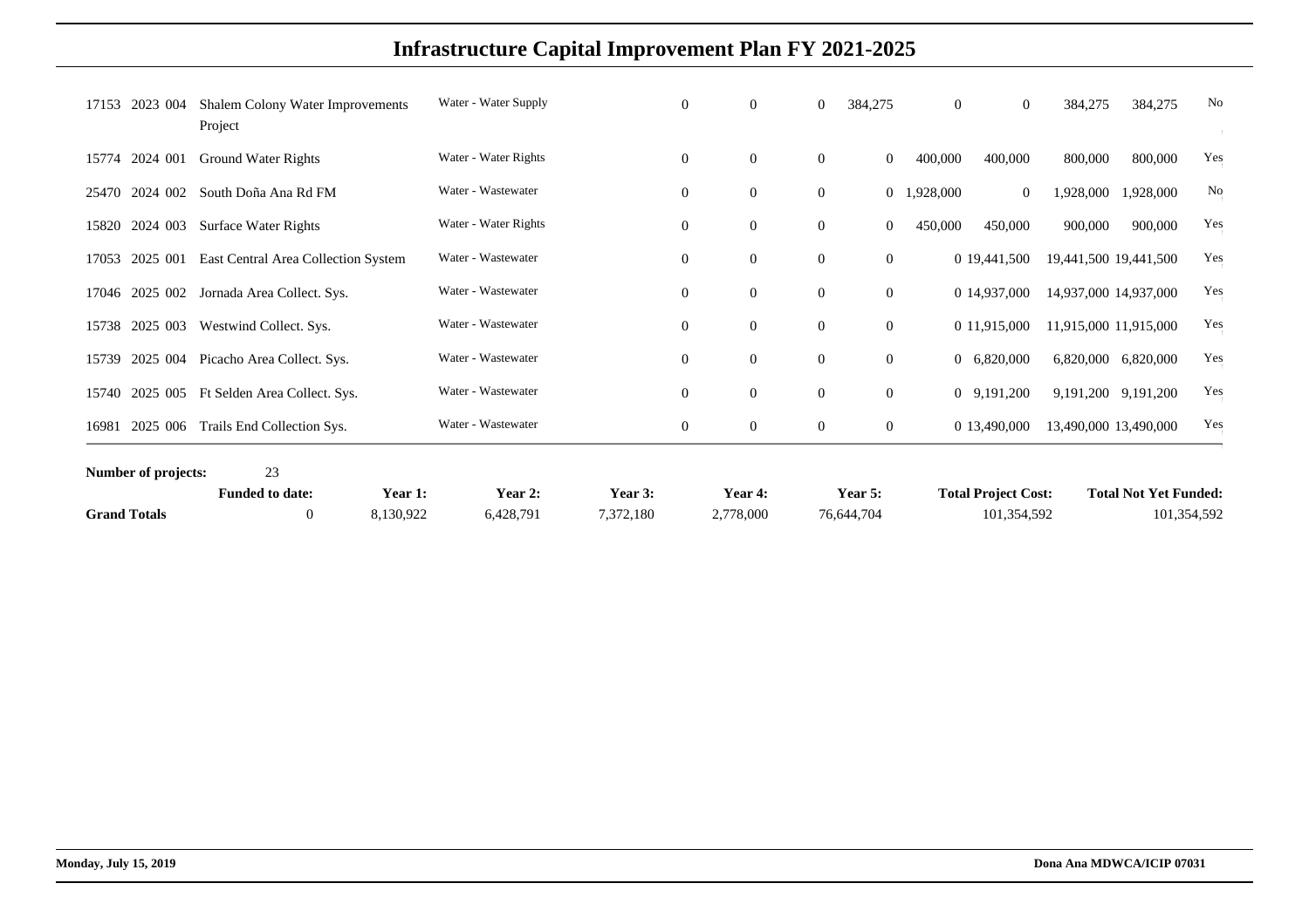# Infrastructure Capital Improvement Plan FY 2021-2025

| | | | | | | | | | | | | | |
|---|---|---|---|---|---|---|---|---|---|---|---|---|---|
| 17153 | 2023 004 | Shalem Colony Water Improvements Project | Water - Water Supply | 0 | 0 | 0 | 384,275 | 0 | 0 | 384,275 | 384,275 | No |
| 15774 | 2024 001 | Ground Water Rights | Water - Water Rights | 0 | 0 | 0 | 0 | 400,000 | 400,000 | 800,000 | 800,000 | Yes |
| 25470 | 2024 002 | South Doña Ana Rd FM | Water - Wastewater | 0 | 0 | 0 | 0 | 1,928,000 | 0 | 1,928,000 | 1,928,000 | No |
| 15820 | 2024 003 | Surface Water Rights | Water - Water Rights | 0 | 0 | 0 | 0 | 450,000 | 450,000 | 900,000 | 900,000 | Yes |
| 17053 | 2025 001 | East Central Area Collection System | Water - Wastewater | 0 | 0 | 0 | 0 | 0 | 19,441,500 | 19,441,500 | 19,441,500 | Yes |
| 17046 | 2025 002 | Jornada Area Collect. Sys. | Water - Wastewater | 0 | 0 | 0 | 0 | 0 | 14,937,000 | 14,937,000 | 14,937,000 | Yes |
| 15738 | 2025 003 | Westwind Collect. Sys. | Water - Wastewater | 0 | 0 | 0 | 0 | 0 | 11,915,000 | 11,915,000 | 11,915,000 | Yes |
| 15739 | 2025 004 | Picacho Area Collect. Sys. | Water - Wastewater | 0 | 0 | 0 | 0 | 0 | 6,820,000 | 6,820,000 | 6,820,000 | Yes |
| 15740 | 2025 005 | Ft Selden Area Collect. Sys. | Water - Wastewater | 0 | 0 | 0 | 0 | 0 | 9,191,200 | 9,191,200 | 9,191,200 | Yes |
| 16981 | 2025 006 | Trails End Collection Sys. | Water - Wastewater | 0 | 0 | 0 | 0 | 0 | 13,490,000 | 13,490,000 | 13,490,000 | Yes |

**Number of projects:** 23

| | Funded to date: | Year 1: | Year 2: | Year 3: | Year 4: | Year 5: | Total Project Cost: | Total Not Yet Funded: |
|---|---|---|---|---|---|---|---|---|
| **Grand Totals** | 0 | 8,130,922 | 6,428,791 | 7,372,180 | 2,778,000 | 76,644,704 | 101,354,592 | 101,354,592 |